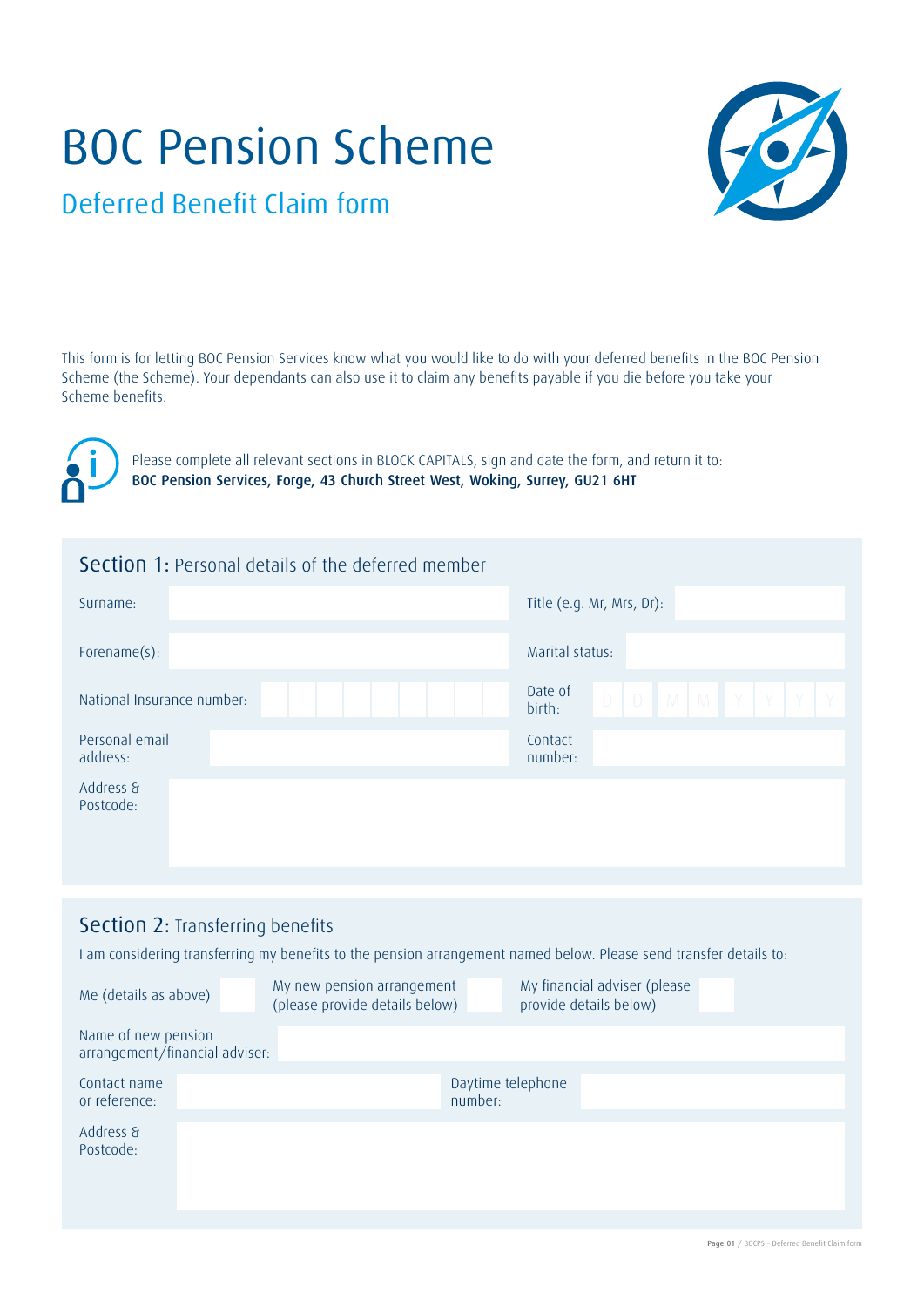# BOC Pension Scheme

## Deferred Benefit Claim form

This form is for letting BOC Pension Services know what you would like to do with your deferred benefits in the BOC Pension Scheme (the Scheme). Your dependants can also use it to claim any benefits payable if you die before you take your Scheme benefits.

Please complete all relevant sections in BLOCK CAPITALS, sign and date the form, and return it to:
**BOC Pension Services, Forge, 43 Church Street West, Woking, Surrey, GU21 6HT**

## Section 1: Personal details of the deferred member

| | | | |
|---|---|---|---|
| Surname: | | Title (e.g. Mr, Mrs, Dr): | |
| Forename(s): | | Marital status: | |
| National Insurance number: | | Date of birth: | D D M M Y Y Y Y |
| Personal email address: | | Contact number: | |
| Address & Postcode: | | | |

## Section 2: Transferring benefits

I am considering transferring my benefits to the pension arrangement named below. Please send transfer details to:

| | | |
|---|---|---|
| Me (details as above) ☐ | My new pension arrangement (please provide details below) ☐ | My financial adviser (please provide details below) ☐ |

| | | | |
|---|---|---|---|
| Name of new pension arrangement/financial adviser: | | | |
| Contact name or reference: | | Daytime telephone number: | |
| Address & Postcode: | | | |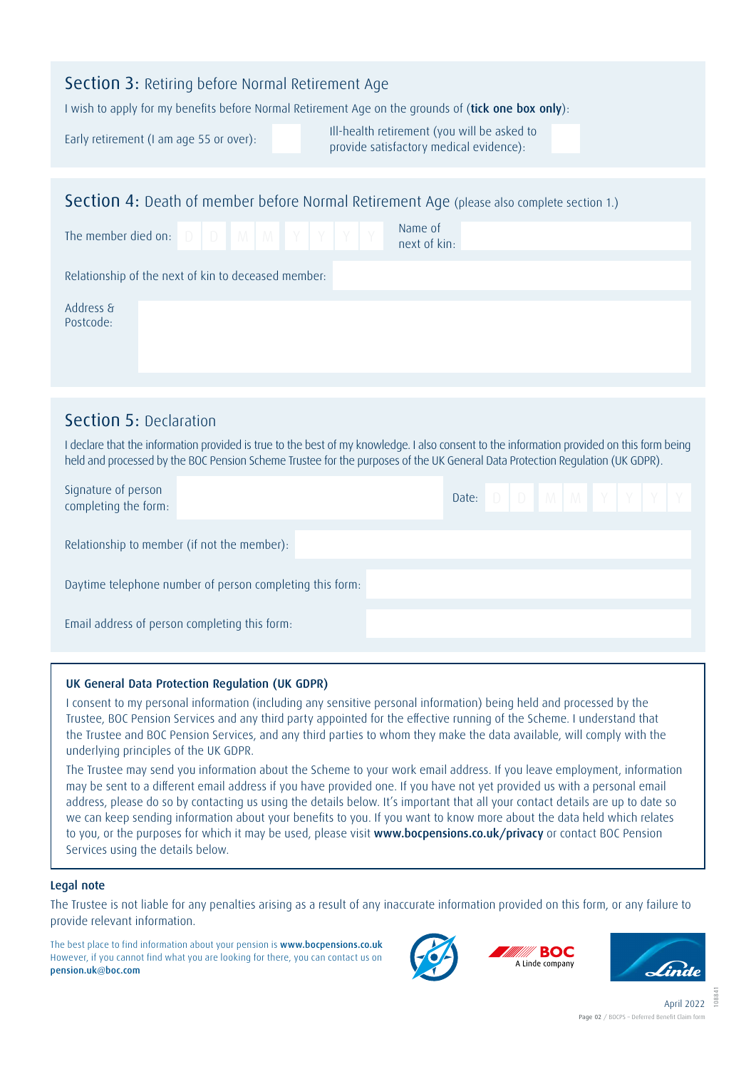## Section 3: Retiring before Normal Retirement Age

I wish to apply for my benefits before Normal Retirement Age on the grounds of (**tick one box only**):

Early retirement (I am age 55 or over): ☐

Ill-health retirement (you will be asked to provide satisfactory medical evidence): ☐

## Section 4: Death of member before Normal Retirement Age (please also complete section 1.)

The member died on: D D M M Y Y Y Y

Name of next of kin:

Relationship of the next of kin to deceased member:

Address & Postcode:

## Section 5: Declaration

I declare that the information provided is true to the best of my knowledge. I also consent to the information provided on this form being held and processed by the BOC Pension Scheme Trustee for the purposes of the UK General Data Protection Regulation (UK GDPR).

Signature of person completing the form:

Date: D D M M Y Y Y Y

Relationship to member (if not the member):

Daytime telephone number of person completing this form:

Email address of person completing this form:

### UK General Data Protection Regulation (UK GDPR)

I consent to my personal information (including any sensitive personal information) being held and processed by the Trustee, BOC Pension Services and any third party appointed for the effective running of the Scheme. I understand that the Trustee and BOC Pension Services, and any third parties to whom they make the data available, will comply with the underlying principles of the UK GDPR.

The Trustee may send you information about the Scheme to your work email address. If you leave employment, information may be sent to a different email address if you have provided one. If you have not yet provided us with a personal email address, please do so by contacting us using the details below. It's important that all your contact details are up to date so we can keep sending information about your benefits to you. If you want to know more about the data held which relates to you, or the purposes for which it may be used, please visit **www.bocpensions.co.uk/privacy** or contact BOC Pension Services using the details below.

### Legal note

The Trustee is not liable for any penalties arising as a result of any inaccurate information provided on this form, or any failure to provide relevant information.

The best place to find information about your pension is **www.bocpensions.co.uk**
However, if you cannot find what you are looking for there, you can contact us on **pension.uk@boc.com**

BOC A Linde company

Linde

April 2022

108841